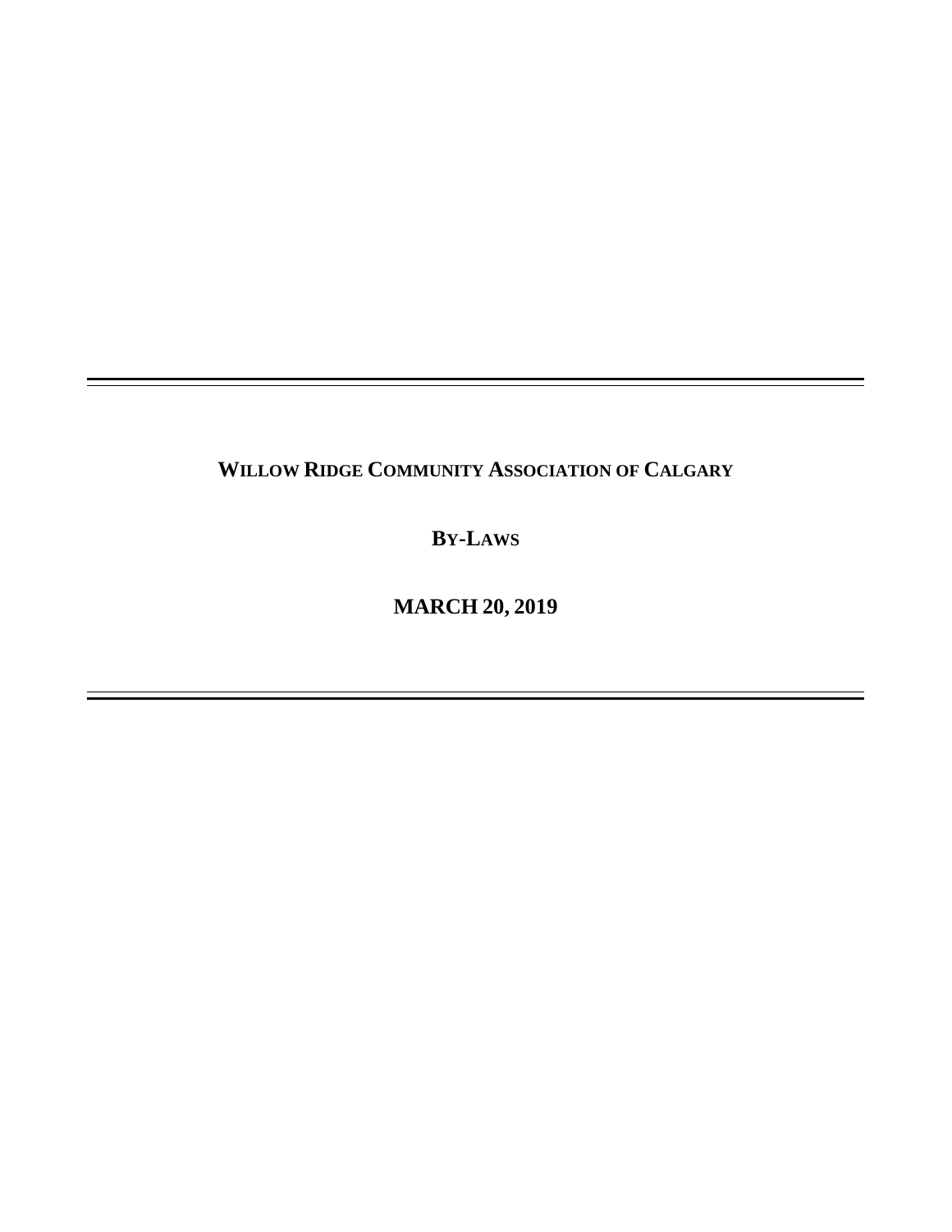# WILLOW RIDGE COMMUNITY ASSOCIATION OF CALGARY

## BY-LAWS

## MARCH 20, 2019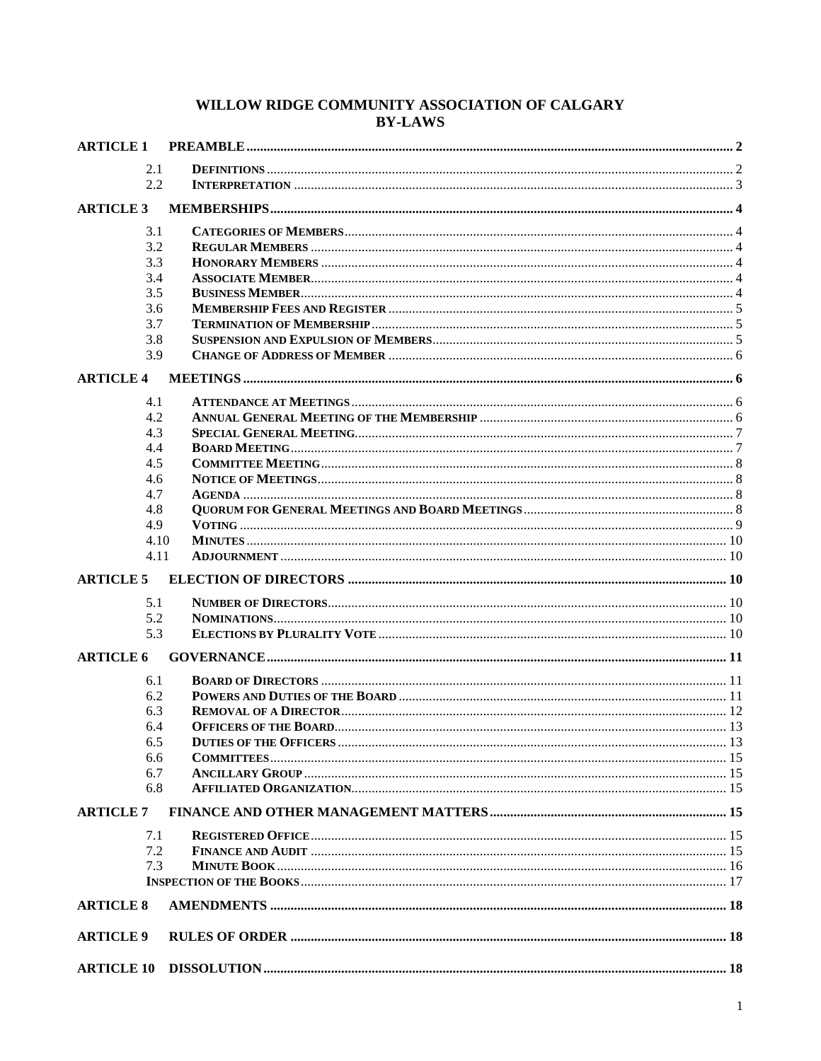# WILLOW RIDGE COMMUNITY ASSOCIATION OF CALGARY BY-LAWS

**ARTICLE 1 PREAMBLE** .......... 2

- 2.1 **DEFINITIONS** .......... 2
- 2.2 **INTERPRETATION** .......... 3

**ARTICLE 3 MEMBERSHIPS** .......... 4

- 3.1 **CATEGORIES OF MEMBERS** .......... 4
- 3.2 **REGULAR MEMBERS** .......... 4
- 3.3 **HONORARY MEMBERS** .......... 4
- 3.4 **ASSOCIATE MEMBER** .......... 4
- 3.5 **BUSINESS MEMBER** .......... 4
- 3.6 **MEMBERSHIP FEES AND REGISTER** .......... 5
- 3.7 **TERMINATION OF MEMBERSHIP** .......... 5
- 3.8 **SUSPENSION AND EXPULSION OF MEMBERS** .......... 5
- 3.9 **CHANGE OF ADDRESS OF MEMBER** .......... 6

**ARTICLE 4 MEETINGS** .......... 6

- 4.1 **ATTENDANCE AT MEETINGS** .......... 6
- 4.2 **ANNUAL GENERAL MEETING OF THE MEMBERSHIP** .......... 6
- 4.3 **SPECIAL GENERAL MEETING** .......... 7
- 4.4 **BOARD MEETING** .......... 7
- 4.5 **COMMITTEE MEETING** .......... 8
- 4.6 **NOTICE OF MEETINGS** .......... 8
- 4.7 **AGENDA** .......... 8
- 4.8 **QUORUM FOR GENERAL MEETINGS AND BOARD MEETINGS** .......... 8
- 4.9 **VOTING** .......... 9
- 4.10 **MINUTES** .......... 10
- 4.11 **ADJOURNMENT** .......... 10

**ARTICLE 5 ELECTION OF DIRECTORS** .......... 10

- 5.1 **NUMBER OF DIRECTORS** .......... 10
- 5.2 **NOMINATIONS** .......... 10
- 5.3 **ELECTIONS BY PLURALITY VOTE** .......... 10

**ARTICLE 6 GOVERNANCE** .......... 11

- 6.1 **BOARD OF DIRECTORS** .......... 11
- 6.2 **POWERS AND DUTIES OF THE BOARD** .......... 11
- 6.3 **REMOVAL OF A DIRECTOR** .......... 12
- 6.4 **OFFICERS OF THE BOARD** .......... 13
- 6.5 **DUTIES OF THE OFFICERS** .......... 13
- 6.6 **COMMITTEES** .......... 15
- 6.7 **ANCILLARY GROUP** .......... 15
- 6.8 **AFFILIATED ORGANIZATION** .......... 15

**ARTICLE 7 FINANCE AND OTHER MANAGEMENT MATTERS** .......... 15

- 7.1 **REGISTERED OFFICE** .......... 15
- 7.2 **FINANCE AND AUDIT** .......... 15
- 7.3 **MINUTE BOOK** .......... 16
- **INSPECTION OF THE BOOKS** .......... 17

**ARTICLE 8 AMENDMENTS** .......... 18

**ARTICLE 9 RULES OF ORDER** .......... 18

**ARTICLE 10 DISSOLUTION** .......... 18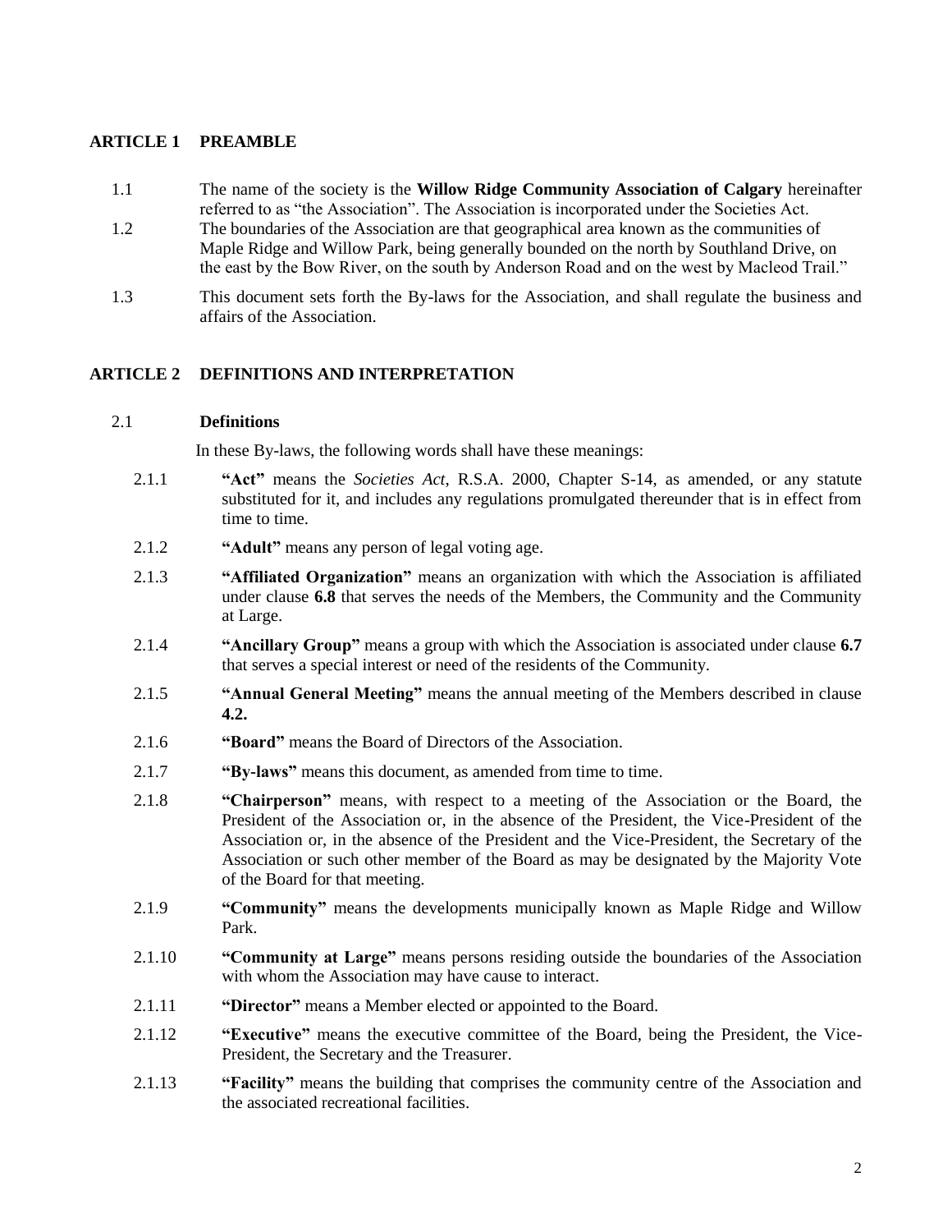## ARTICLE 1 PREAMBLE

1.1 The name of the society is the **Willow Ridge Community Association of Calgary** hereinafter referred to as "the Association". The Association is incorporated under the Societies Act.

1.2 The boundaries of the Association are that geographical area known as the communities of Maple Ridge and Willow Park, being generally bounded on the north by Southland Drive, on the east by the Bow River, on the south by Anderson Road and on the west by Macleod Trail."

1.3 This document sets forth the By-laws for the Association, and shall regulate the business and affairs of the Association.

## ARTICLE 2 DEFINITIONS AND INTERPRETATION

### 2.1 Definitions

In these By-laws, the following words shall have these meanings:

2.1.1 **"Act"** means the *Societies Act*, R.S.A. 2000, Chapter S-14, as amended, or any statute substituted for it, and includes any regulations promulgated thereunder that is in effect from time to time.

2.1.2 **"Adult"** means any person of legal voting age.

2.1.3 **"Affiliated Organization"** means an organization with which the Association is affiliated under clause **6.8** that serves the needs of the Members, the Community and the Community at Large.

2.1.4 **"Ancillary Group"** means a group with which the Association is associated under clause **6.7** that serves a special interest or need of the residents of the Community.

2.1.5 **"Annual General Meeting"** means the annual meeting of the Members described in clause **4.2.**

2.1.6 **"Board"** means the Board of Directors of the Association.

2.1.7 **"By-laws"** means this document, as amended from time to time.

2.1.8 **"Chairperson"** means, with respect to a meeting of the Association or the Board, the President of the Association or, in the absence of the President, the Vice-President of the Association or, in the absence of the President and the Vice-President, the Secretary of the Association or such other member of the Board as may be designated by the Majority Vote of the Board for that meeting.

2.1.9 **"Community"** means the developments municipally known as Maple Ridge and Willow Park.

2.1.10 **"Community at Large"** means persons residing outside the boundaries of the Association with whom the Association may have cause to interact.

2.1.11 **"Director"** means a Member elected or appointed to the Board.

2.1.12 **"Executive"** means the executive committee of the Board, being the President, the Vice-President, the Secretary and the Treasurer.

2.1.13 **"Facility"** means the building that comprises the community centre of the Association and the associated recreational facilities.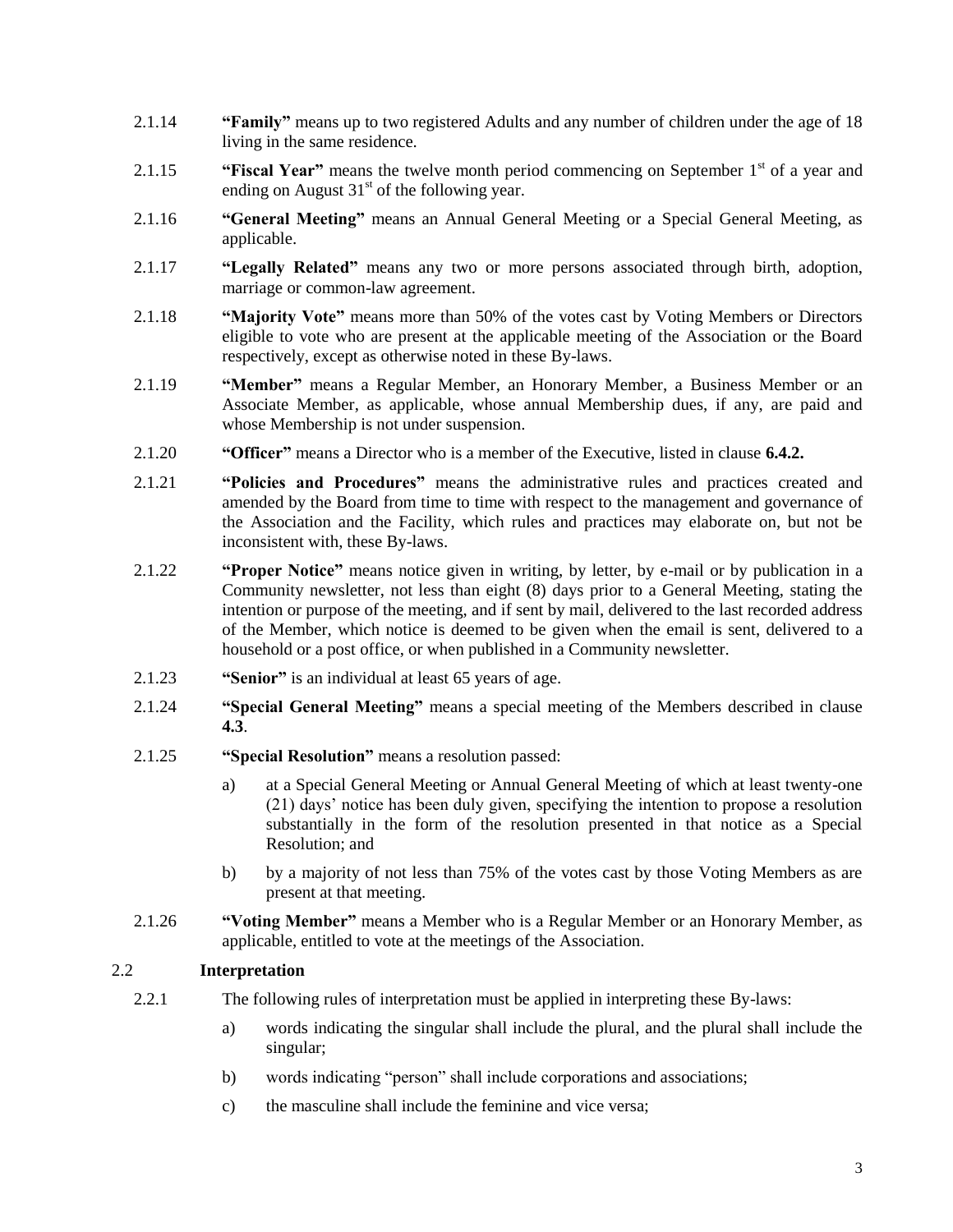2.1.14 **"Family"** means up to two registered Adults and any number of children under the age of 18 living in the same residence.

2.1.15 **"Fiscal Year"** means the twelve month period commencing on September 1st of a year and ending on August 31st of the following year.

2.1.16 **"General Meeting"** means an Annual General Meeting or a Special General Meeting, as applicable.

2.1.17 **"Legally Related"** means any two or more persons associated through birth, adoption, marriage or common-law agreement.

2.1.18 **"Majority Vote"** means more than 50% of the votes cast by Voting Members or Directors eligible to vote who are present at the applicable meeting of the Association or the Board respectively, except as otherwise noted in these By-laws.

2.1.19 **"Member"** means a Regular Member, an Honorary Member, a Business Member or an Associate Member, as applicable, whose annual Membership dues, if any, are paid and whose Membership is not under suspension.

2.1.20 **"Officer"** means a Director who is a member of the Executive, listed in clause **6.4.2.**

2.1.21 **"Policies and Procedures"** means the administrative rules and practices created and amended by the Board from time to time with respect to the management and governance of the Association and the Facility, which rules and practices may elaborate on, but not be inconsistent with, these By-laws.

2.1.22 **"Proper Notice"** means notice given in writing, by letter, by e-mail or by publication in a Community newsletter, not less than eight (8) days prior to a General Meeting, stating the intention or purpose of the meeting, and if sent by mail, delivered to the last recorded address of the Member, which notice is deemed to be given when the email is sent, delivered to a household or a post office, or when published in a Community newsletter.

2.1.23 **"Senior"** is an individual at least 65 years of age.

2.1.24 **"Special General Meeting"** means a special meeting of the Members described in clause **4.3**.

2.1.25 **"Special Resolution"** means a resolution passed:

a) at a Special General Meeting or Annual General Meeting of which at least twenty-one (21) days' notice has been duly given, specifying the intention to propose a resolution substantially in the form of the resolution presented in that notice as a Special Resolution; and

b) by a majority of not less than 75% of the votes cast by those Voting Members as are present at that meeting.

2.1.26 **"Voting Member"** means a Member who is a Regular Member or an Honorary Member, as applicable, entitled to vote at the meetings of the Association.

### 2.2 Interpretation

2.2.1 The following rules of interpretation must be applied in interpreting these By-laws:

a) words indicating the singular shall include the plural, and the plural shall include the singular;

b) words indicating "person" shall include corporations and associations;

c) the masculine shall include the feminine and vice versa;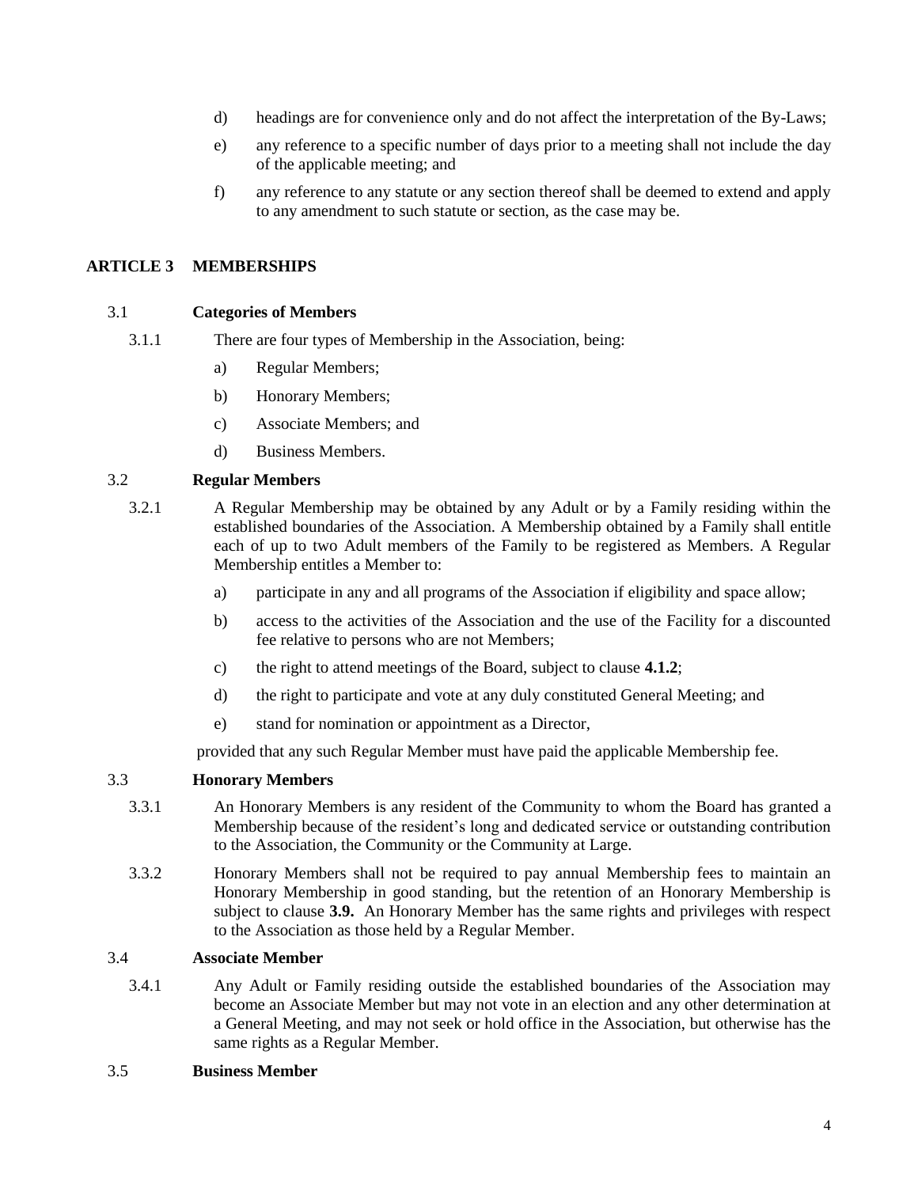d) headings are for convenience only and do not affect the interpretation of the By-Laws;

e) any reference to a specific number of days prior to a meeting shall not include the day of the applicable meeting; and

f) any reference to any statute or any section thereof shall be deemed to extend and apply to any amendment to such statute or section, as the case may be.

## ARTICLE 3 MEMBERSHIPS

### 3.1 Categories of Members

3.1.1 There are four types of Membership in the Association, being:

a) Regular Members;

b) Honorary Members;

c) Associate Members; and

d) Business Members.

### 3.2 Regular Members

3.2.1 A Regular Membership may be obtained by any Adult or by a Family residing within the established boundaries of the Association. A Membership obtained by a Family shall entitle each of up to two Adult members of the Family to be registered as Members. A Regular Membership entitles a Member to:

a) participate in any and all programs of the Association if eligibility and space allow;

b) access to the activities of the Association and the use of the Facility for a discounted fee relative to persons who are not Members;

c) the right to attend meetings of the Board, subject to clause **4.1.2**;

d) the right to participate and vote at any duly constituted General Meeting; and

e) stand for nomination or appointment as a Director,

provided that any such Regular Member must have paid the applicable Membership fee.

### 3.3 Honorary Members

3.3.1 An Honorary Members is any resident of the Community to whom the Board has granted a Membership because of the resident's long and dedicated service or outstanding contribution to the Association, the Community or the Community at Large.

3.3.2 Honorary Members shall not be required to pay annual Membership fees to maintain an Honorary Membership in good standing, but the retention of an Honorary Membership is subject to clause **3.9.** An Honorary Member has the same rights and privileges with respect to the Association as those held by a Regular Member.

### 3.4 Associate Member

3.4.1 Any Adult or Family residing outside the established boundaries of the Association may become an Associate Member but may not vote in an election and any other determination at a General Meeting, and may not seek or hold office in the Association, but otherwise has the same rights as a Regular Member.

### 3.5 Business Member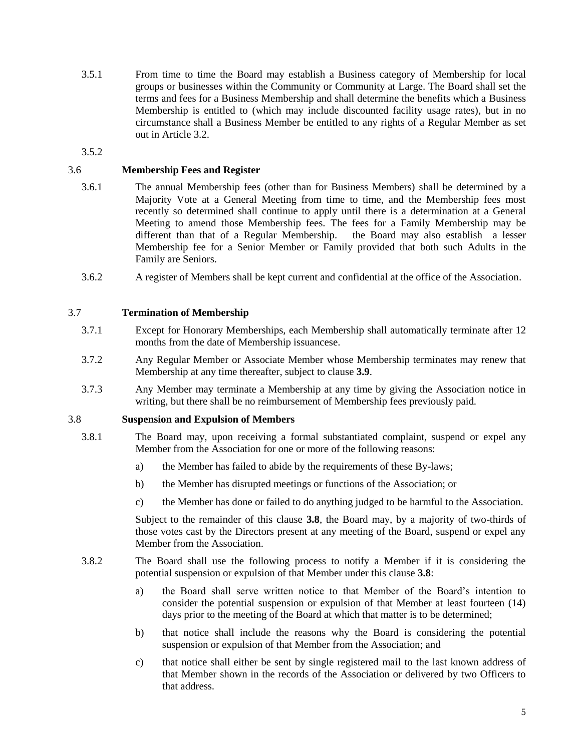3.5.1 From time to time the Board may establish a Business category of Membership for local groups or businesses within the Community or Community at Large. The Board shall set the terms and fees for a Business Membership and shall determine the benefits which a Business Membership is entitled to (which may include discounted facility usage rates), but in no circumstance shall a Business Member be entitled to any rights of a Regular Member as set out in Article 3.2.

3.5.2

### 3.6 Membership Fees and Register

3.6.1 The annual Membership fees (other than for Business Members) shall be determined by a Majority Vote at a General Meeting from time to time, and the Membership fees most recently so determined shall continue to apply until there is a determination at a General Meeting to amend those Membership fees. The fees for a Family Membership may be different than that of a Regular Membership. the Board may also establish a lesser Membership fee for a Senior Member or Family provided that both such Adults in the Family are Seniors.

3.6.2 A register of Members shall be kept current and confidential at the office of the Association.

### 3.7 Termination of Membership

3.7.1 Except for Honorary Memberships, each Membership shall automatically terminate after 12 months from the date of Membership issuancese.

3.7.2 Any Regular Member or Associate Member whose Membership terminates may renew that Membership at any time thereafter, subject to clause **3.9**.

3.7.3 Any Member may terminate a Membership at any time by giving the Association notice in writing, but there shall be no reimbursement of Membership fees previously paid.

### 3.8 Suspension and Expulsion of Members

3.8.1 The Board may, upon receiving a formal substantiated complaint, suspend or expel any Member from the Association for one or more of the following reasons:

a) the Member has failed to abide by the requirements of these By-laws;

b) the Member has disrupted meetings or functions of the Association; or

c) the Member has done or failed to do anything judged to be harmful to the Association.

Subject to the remainder of this clause **3.8**, the Board may, by a majority of two-thirds of those votes cast by the Directors present at any meeting of the Board, suspend or expel any Member from the Association.

3.8.2 The Board shall use the following process to notify a Member if it is considering the potential suspension or expulsion of that Member under this clause **3.8**:

a) the Board shall serve written notice to that Member of the Board's intention to consider the potential suspension or expulsion of that Member at least fourteen (14) days prior to the meeting of the Board at which that matter is to be determined;

b) that notice shall include the reasons why the Board is considering the potential suspension or expulsion of that Member from the Association; and

c) that notice shall either be sent by single registered mail to the last known address of that Member shown in the records of the Association or delivered by two Officers to that address.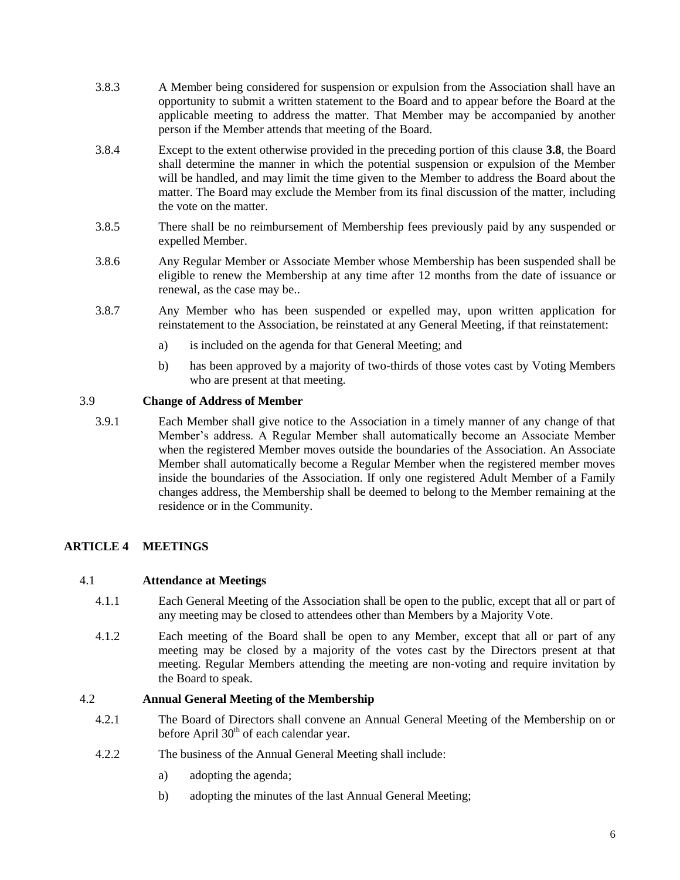3.8.3 A Member being considered for suspension or expulsion from the Association shall have an opportunity to submit a written statement to the Board and to appear before the Board at the applicable meeting to address the matter. That Member may be accompanied by another person if the Member attends that meeting of the Board.

3.8.4 Except to the extent otherwise provided in the preceding portion of this clause **3.8**, the Board shall determine the manner in which the potential suspension or expulsion of the Member will be handled, and may limit the time given to the Member to address the Board about the matter. The Board may exclude the Member from its final discussion of the matter, including the vote on the matter.

3.8.5 There shall be no reimbursement of Membership fees previously paid by any suspended or expelled Member.

3.8.6 Any Regular Member or Associate Member whose Membership has been suspended shall be eligible to renew the Membership at any time after 12 months from the date of issuance or renewal, as the case may be..

3.8.7 Any Member who has been suspended or expelled may, upon written application for reinstatement to the Association, be reinstated at any General Meeting, if that reinstatement:

a) is included on the agenda for that General Meeting; and

b) has been approved by a majority of two-thirds of those votes cast by Voting Members who are present at that meeting.

### 3.9 Change of Address of Member

3.9.1 Each Member shall give notice to the Association in a timely manner of any change of that Member's address. A Regular Member shall automatically become an Associate Member when the registered Member moves outside the boundaries of the Association. An Associate Member shall automatically become a Regular Member when the registered member moves inside the boundaries of the Association. If only one registered Adult Member of a Family changes address, the Membership shall be deemed to belong to the Member remaining at the residence or in the Community.

## ARTICLE 4 MEETINGS

### 4.1 Attendance at Meetings

4.1.1 Each General Meeting of the Association shall be open to the public, except that all or part of any meeting may be closed to attendees other than Members by a Majority Vote.

4.1.2 Each meeting of the Board shall be open to any Member, except that all or part of any meeting may be closed by a majority of the votes cast by the Directors present at that meeting. Regular Members attending the meeting are non-voting and require invitation by the Board to speak.

### 4.2 Annual General Meeting of the Membership

4.2.1 The Board of Directors shall convene an Annual General Meeting of the Membership on or before April 30th of each calendar year.

4.2.2 The business of the Annual General Meeting shall include:

a) adopting the agenda;

b) adopting the minutes of the last Annual General Meeting;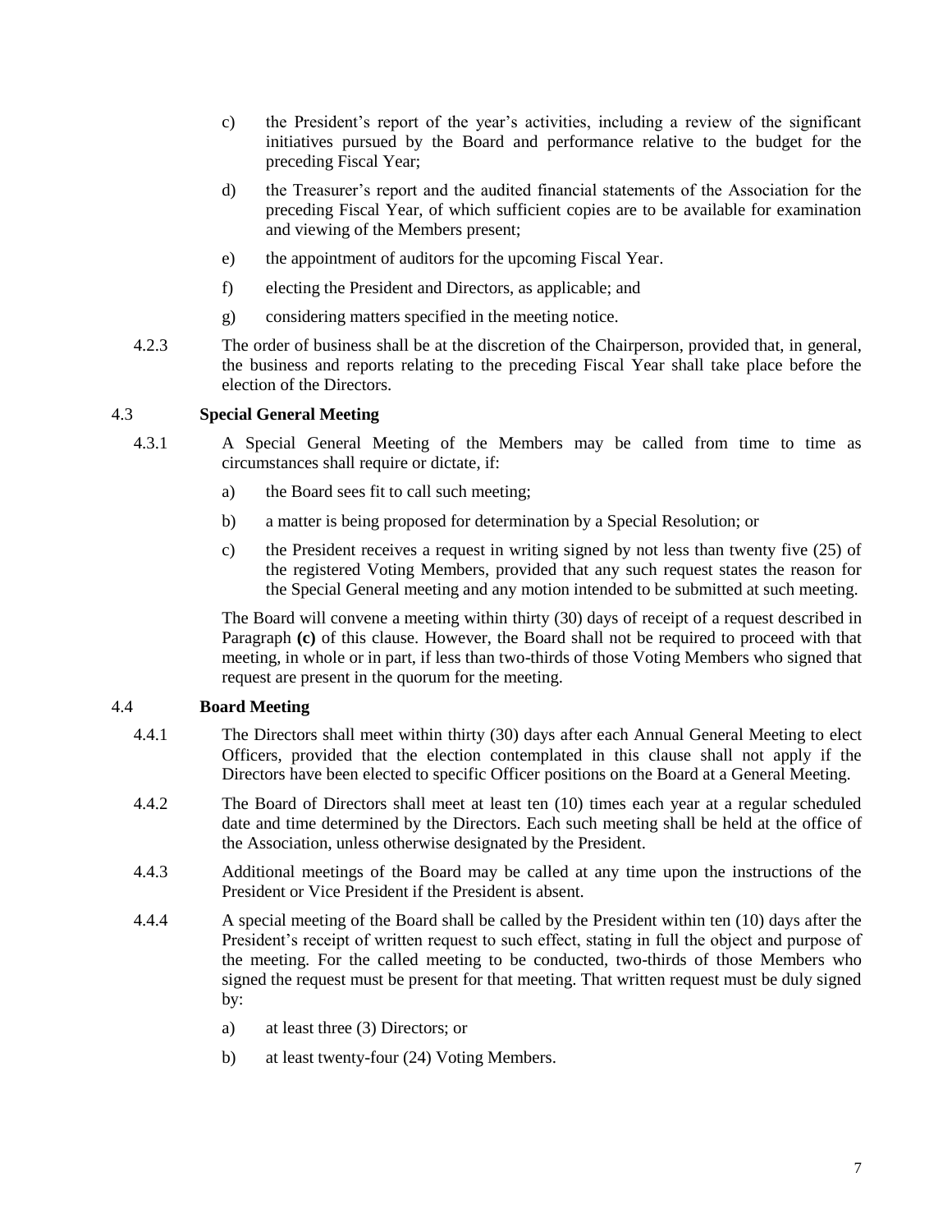c) the President's report of the year's activities, including a review of the significant initiatives pursued by the Board and performance relative to the budget for the preceding Fiscal Year;

d) the Treasurer's report and the audited financial statements of the Association for the preceding Fiscal Year, of which sufficient copies are to be available for examination and viewing of the Members present;

e) the appointment of auditors for the upcoming Fiscal Year.

f) electing the President and Directors, as applicable; and

g) considering matters specified in the meeting notice.

4.2.3 The order of business shall be at the discretion of the Chairperson, provided that, in general, the business and reports relating to the preceding Fiscal Year shall take place before the election of the Directors.

### 4.3 Special General Meeting

4.3.1 A Special General Meeting of the Members may be called from time to time as circumstances shall require or dictate, if:

a) the Board sees fit to call such meeting;

b) a matter is being proposed for determination by a Special Resolution; or

c) the President receives a request in writing signed by not less than twenty five (25) of the registered Voting Members, provided that any such request states the reason for the Special General meeting and any motion intended to be submitted at such meeting.

The Board will convene a meeting within thirty (30) days of receipt of a request described in Paragraph **(c)** of this clause. However, the Board shall not be required to proceed with that meeting, in whole or in part, if less than two-thirds of those Voting Members who signed that request are present in the quorum for the meeting.

### 4.4 Board Meeting

4.4.1 The Directors shall meet within thirty (30) days after each Annual General Meeting to elect Officers, provided that the election contemplated in this clause shall not apply if the Directors have been elected to specific Officer positions on the Board at a General Meeting.

4.4.2 The Board of Directors shall meet at least ten (10) times each year at a regular scheduled date and time determined by the Directors. Each such meeting shall be held at the office of the Association, unless otherwise designated by the President.

4.4.3 Additional meetings of the Board may be called at any time upon the instructions of the President or Vice President if the President is absent.

4.4.4 A special meeting of the Board shall be called by the President within ten (10) days after the President's receipt of written request to such effect, stating in full the object and purpose of the meeting. For the called meeting to be conducted, two-thirds of those Members who signed the request must be present for that meeting. That written request must be duly signed by:

a) at least three (3) Directors; or

b) at least twenty-four (24) Voting Members.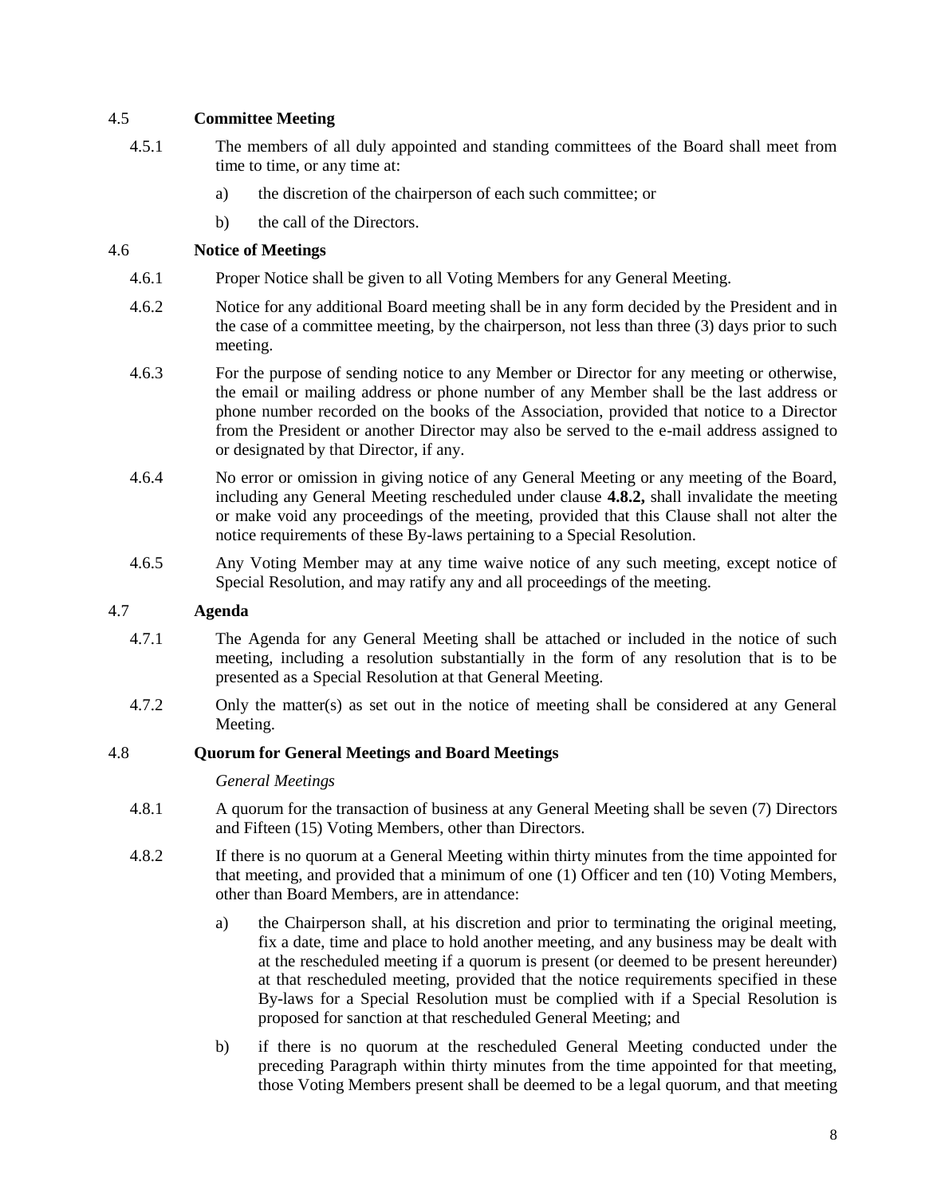### 4.5 **Committee Meeting**

4.5.1 The members of all duly appointed and standing committees of the Board shall meet from time to time, or any time at:

a) the discretion of the chairperson of each such committee; or

b) the call of the Directors.

### 4.6 **Notice of Meetings**

4.6.1 Proper Notice shall be given to all Voting Members for any General Meeting.

4.6.2 Notice for any additional Board meeting shall be in any form decided by the President and in the case of a committee meeting, by the chairperson, not less than three (3) days prior to such meeting.

4.6.3 For the purpose of sending notice to any Member or Director for any meeting or otherwise, the email or mailing address or phone number of any Member shall be the last address or phone number recorded on the books of the Association, provided that notice to a Director from the President or another Director may also be served to the e-mail address assigned to or designated by that Director, if any.

4.6.4 No error or omission in giving notice of any General Meeting or any meeting of the Board, including any General Meeting rescheduled under clause **4.8.2,** shall invalidate the meeting or make void any proceedings of the meeting, provided that this Clause shall not alter the notice requirements of these By-laws pertaining to a Special Resolution.

4.6.5 Any Voting Member may at any time waive notice of any such meeting, except notice of Special Resolution, and may ratify any and all proceedings of the meeting.

### 4.7 **Agenda**

4.7.1 The Agenda for any General Meeting shall be attached or included in the notice of such meeting, including a resolution substantially in the form of any resolution that is to be presented as a Special Resolution at that General Meeting.

4.7.2 Only the matter(s) as set out in the notice of meeting shall be considered at any General Meeting.

### 4.8 **Quorum for General Meetings and Board Meetings**

*General Meetings*

4.8.1 A quorum for the transaction of business at any General Meeting shall be seven (7) Directors and Fifteen (15) Voting Members, other than Directors.

4.8.2 If there is no quorum at a General Meeting within thirty minutes from the time appointed for that meeting, and provided that a minimum of one (1) Officer and ten (10) Voting Members, other than Board Members, are in attendance:

a) the Chairperson shall, at his discretion and prior to terminating the original meeting, fix a date, time and place to hold another meeting, and any business may be dealt with at the rescheduled meeting if a quorum is present (or deemed to be present hereunder) at that rescheduled meeting, provided that the notice requirements specified in these By-laws for a Special Resolution must be complied with if a Special Resolution is proposed for sanction at that rescheduled General Meeting; and

b) if there is no quorum at the rescheduled General Meeting conducted under the preceding Paragraph within thirty minutes from the time appointed for that meeting, those Voting Members present shall be deemed to be a legal quorum, and that meeting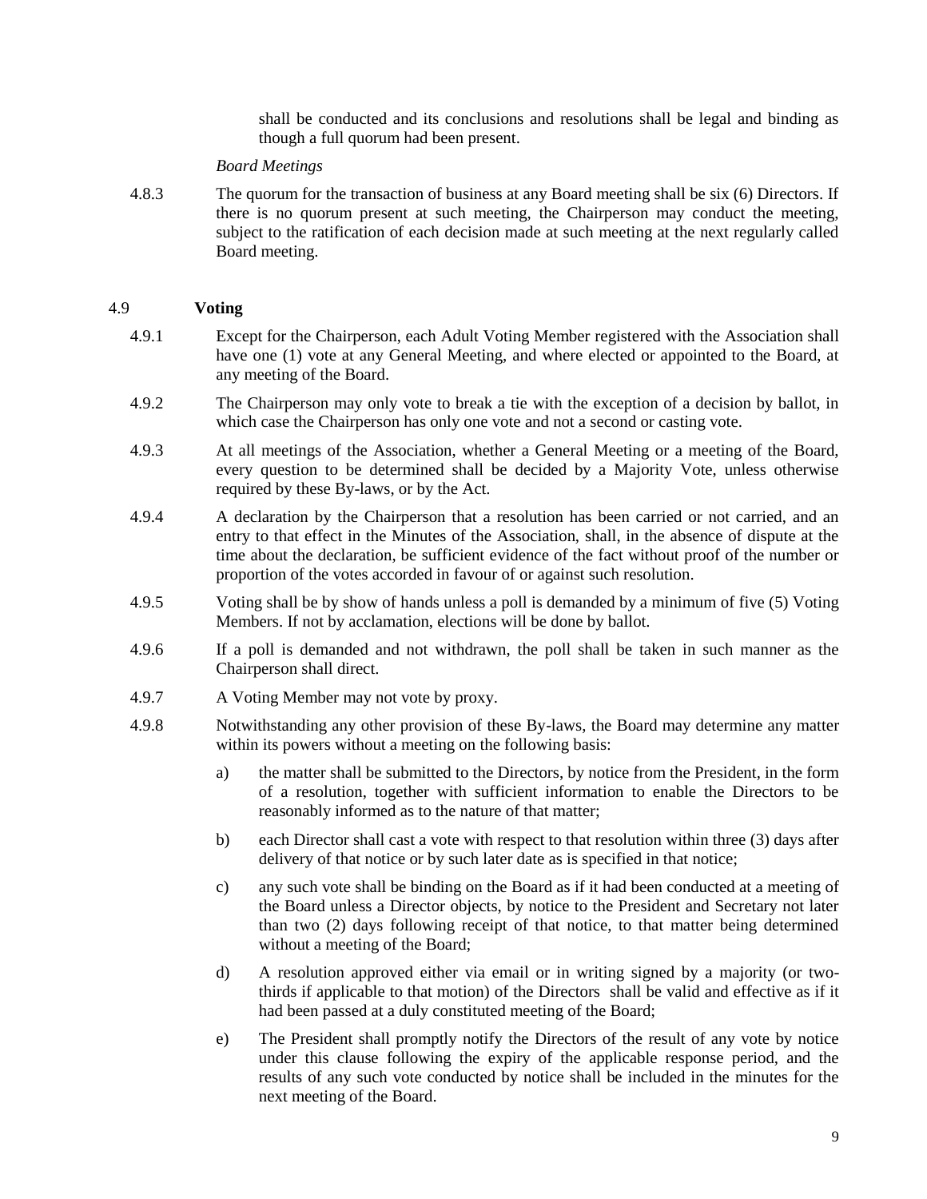shall be conducted and its conclusions and resolutions shall be legal and binding as though a full quorum had been present.

*Board Meetings*

4.8.3 The quorum for the transaction of business at any Board meeting shall be six (6) Directors. If there is no quorum present at such meeting, the Chairperson may conduct the meeting, subject to the ratification of each decision made at such meeting at the next regularly called Board meeting.

### 4.9 **Voting**

4.9.1 Except for the Chairperson, each Adult Voting Member registered with the Association shall have one (1) vote at any General Meeting, and where elected or appointed to the Board, at any meeting of the Board.

4.9.2 The Chairperson may only vote to break a tie with the exception of a decision by ballot, in which case the Chairperson has only one vote and not a second or casting vote.

4.9.3 At all meetings of the Association, whether a General Meeting or a meeting of the Board, every question to be determined shall be decided by a Majority Vote, unless otherwise required by these By-laws, or by the Act.

4.9.4 A declaration by the Chairperson that a resolution has been carried or not carried, and an entry to that effect in the Minutes of the Association, shall, in the absence of dispute at the time about the declaration, be sufficient evidence of the fact without proof of the number or proportion of the votes accorded in favour of or against such resolution.

4.9.5 Voting shall be by show of hands unless a poll is demanded by a minimum of five (5) Voting Members. If not by acclamation, elections will be done by ballot.

4.9.6 If a poll is demanded and not withdrawn, the poll shall be taken in such manner as the Chairperson shall direct.

4.9.7 A Voting Member may not vote by proxy.

4.9.8 Notwithstanding any other provision of these By-laws, the Board may determine any matter within its powers without a meeting on the following basis:

a) the matter shall be submitted to the Directors, by notice from the President, in the form of a resolution, together with sufficient information to enable the Directors to be reasonably informed as to the nature of that matter;

b) each Director shall cast a vote with respect to that resolution within three (3) days after delivery of that notice or by such later date as is specified in that notice;

c) any such vote shall be binding on the Board as if it had been conducted at a meeting of the Board unless a Director objects, by notice to the President and Secretary not later than two (2) days following receipt of that notice, to that matter being determined without a meeting of the Board;

d) A resolution approved either via email or in writing signed by a majority (or two-thirds if applicable to that motion) of the Directors shall be valid and effective as if it had been passed at a duly constituted meeting of the Board;

e) The President shall promptly notify the Directors of the result of any vote by notice under this clause following the expiry of the applicable response period, and the results of any such vote conducted by notice shall be included in the minutes for the next meeting of the Board.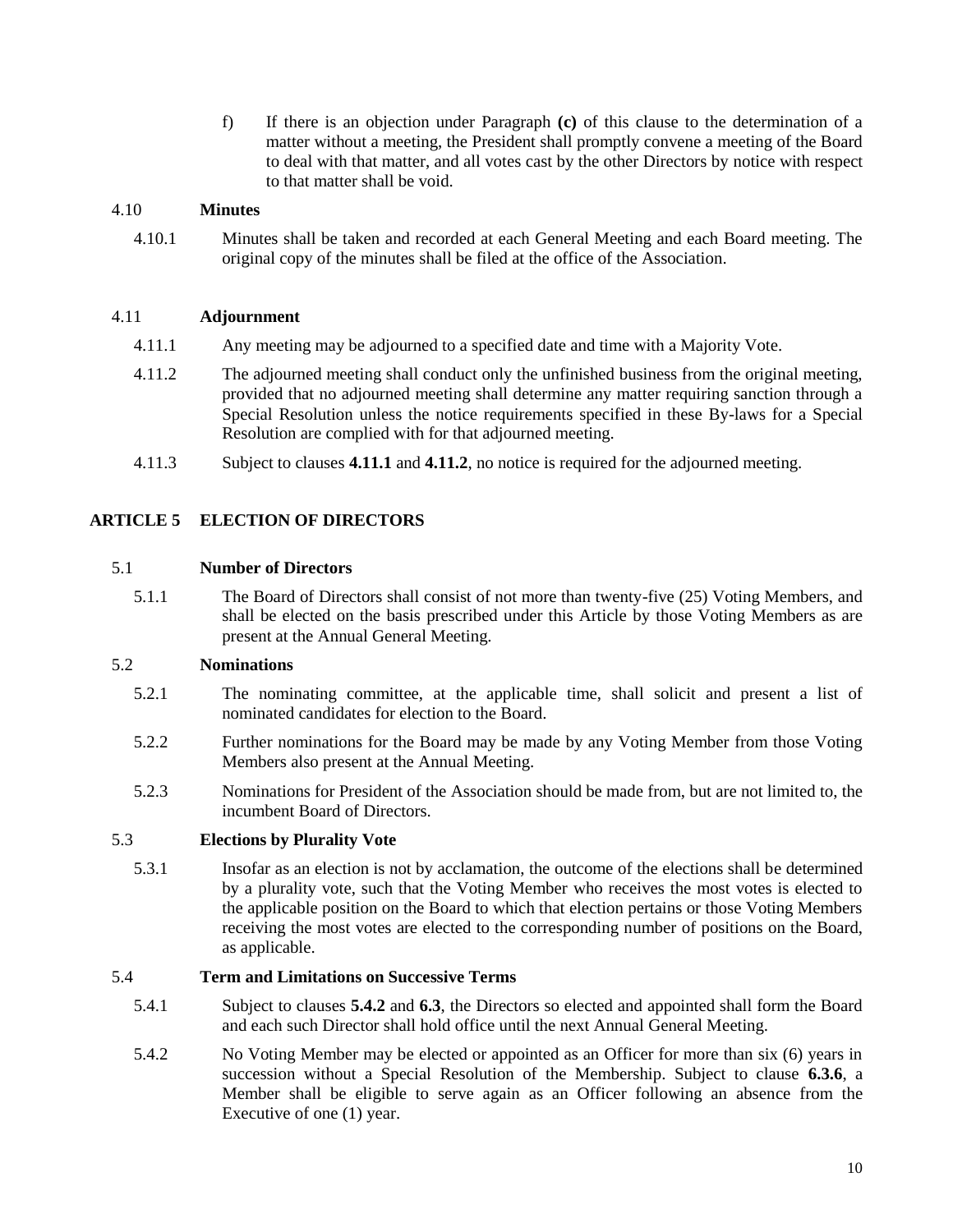f) If there is an objection under Paragraph **(c)** of this clause to the determination of a matter without a meeting, the President shall promptly convene a meeting of the Board to deal with that matter, and all votes cast by the other Directors by notice with respect to that matter shall be void.

### 4.10 Minutes

4.10.1 Minutes shall be taken and recorded at each General Meeting and each Board meeting. The original copy of the minutes shall be filed at the office of the Association.

### 4.11 Adjournment

4.11.1 Any meeting may be adjourned to a specified date and time with a Majority Vote.

4.11.2 The adjourned meeting shall conduct only the unfinished business from the original meeting, provided that no adjourned meeting shall determine any matter requiring sanction through a Special Resolution unless the notice requirements specified in these By-laws for a Special Resolution are complied with for that adjourned meeting.

4.11.3 Subject to clauses **4.11.1** and **4.11.2**, no notice is required for the adjourned meeting.

## ARTICLE 5 ELECTION OF DIRECTORS

### 5.1 Number of Directors

5.1.1 The Board of Directors shall consist of not more than twenty-five (25) Voting Members, and shall be elected on the basis prescribed under this Article by those Voting Members as are present at the Annual General Meeting.

### 5.2 Nominations

5.2.1 The nominating committee, at the applicable time, shall solicit and present a list of nominated candidates for election to the Board.

5.2.2 Further nominations for the Board may be made by any Voting Member from those Voting Members also present at the Annual Meeting.

5.2.3 Nominations for President of the Association should be made from, but are not limited to, the incumbent Board of Directors.

### 5.3 Elections by Plurality Vote

5.3.1 Insofar as an election is not by acclamation, the outcome of the elections shall be determined by a plurality vote, such that the Voting Member who receives the most votes is elected to the applicable position on the Board to which that election pertains or those Voting Members receiving the most votes are elected to the corresponding number of positions on the Board, as applicable.

### 5.4 Term and Limitations on Successive Terms

5.4.1 Subject to clauses **5.4.2** and **6.3**, the Directors so elected and appointed shall form the Board and each such Director shall hold office until the next Annual General Meeting.

5.4.2 No Voting Member may be elected or appointed as an Officer for more than six (6) years in succession without a Special Resolution of the Membership. Subject to clause **6.3.6**, a Member shall be eligible to serve again as an Officer following an absence from the Executive of one (1) year.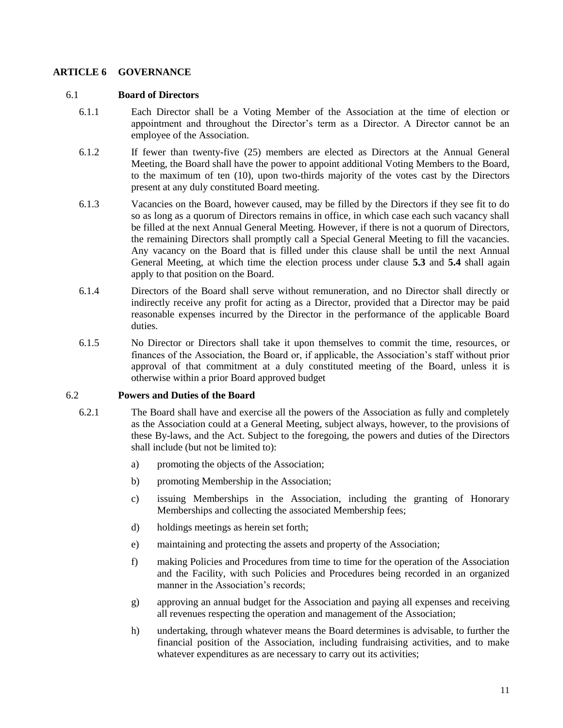## ARTICLE 6 GOVERNANCE

### 6.1 Board of Directors

6.1.1 Each Director shall be a Voting Member of the Association at the time of election or appointment and throughout the Director's term as a Director. A Director cannot be an employee of the Association.

6.1.2 If fewer than twenty-five (25) members are elected as Directors at the Annual General Meeting, the Board shall have the power to appoint additional Voting Members to the Board, to the maximum of ten (10), upon two-thirds majority of the votes cast by the Directors present at any duly constituted Board meeting.

6.1.3 Vacancies on the Board, however caused, may be filled by the Directors if they see fit to do so as long as a quorum of Directors remains in office, in which case each such vacancy shall be filled at the next Annual General Meeting. However, if there is not a quorum of Directors, the remaining Directors shall promptly call a Special General Meeting to fill the vacancies. Any vacancy on the Board that is filled under this clause shall be until the next Annual General Meeting, at which time the election process under clause **5.3** and **5.4** shall again apply to that position on the Board.

6.1.4 Directors of the Board shall serve without remuneration, and no Director shall directly or indirectly receive any profit for acting as a Director, provided that a Director may be paid reasonable expenses incurred by the Director in the performance of the applicable Board duties.

6.1.5 No Director or Directors shall take it upon themselves to commit the time, resources, or finances of the Association, the Board or, if applicable, the Association's staff without prior approval of that commitment at a duly constituted meeting of the Board, unless it is otherwise within a prior Board approved budget

### 6.2 Powers and Duties of the Board

6.2.1 The Board shall have and exercise all the powers of the Association as fully and completely as the Association could at a General Meeting, subject always, however, to the provisions of these By-laws, and the Act. Subject to the foregoing, the powers and duties of the Directors shall include (but not be limited to):

a) promoting the objects of the Association;

b) promoting Membership in the Association;

c) issuing Memberships in the Association, including the granting of Honorary Memberships and collecting the associated Membership fees;

d) holdings meetings as herein set forth;

e) maintaining and protecting the assets and property of the Association;

f) making Policies and Procedures from time to time for the operation of the Association and the Facility, with such Policies and Procedures being recorded in an organized manner in the Association's records;

g) approving an annual budget for the Association and paying all expenses and receiving all revenues respecting the operation and management of the Association;

h) undertaking, through whatever means the Board determines is advisable, to further the financial position of the Association, including fundraising activities, and to make whatever expenditures as are necessary to carry out its activities;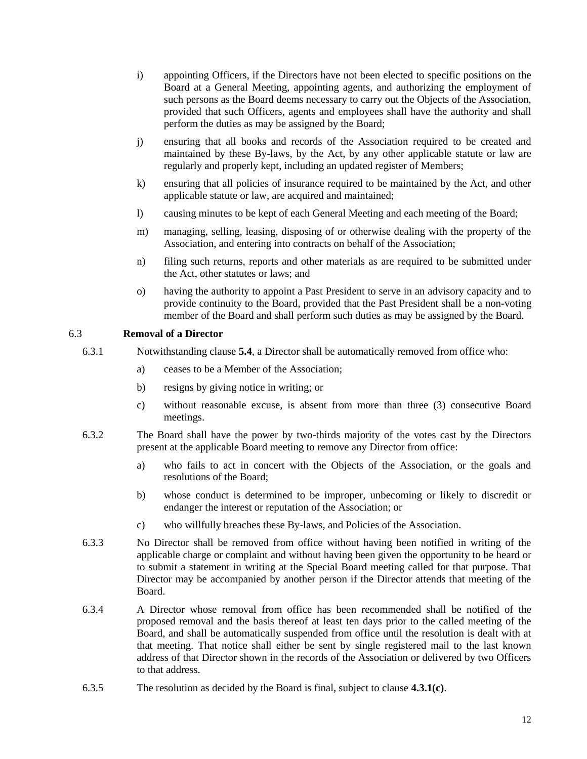i) appointing Officers, if the Directors have not been elected to specific positions on the Board at a General Meeting, appointing agents, and authorizing the employment of such persons as the Board deems necessary to carry out the Objects of the Association, provided that such Officers, agents and employees shall have the authority and shall perform the duties as may be assigned by the Board;

j) ensuring that all books and records of the Association required to be created and maintained by these By-laws, by the Act, by any other applicable statute or law are regularly and properly kept, including an updated register of Members;

k) ensuring that all policies of insurance required to be maintained by the Act, and other applicable statute or law, are acquired and maintained;

l) causing minutes to be kept of each General Meeting and each meeting of the Board;

m) managing, selling, leasing, disposing of or otherwise dealing with the property of the Association, and entering into contracts on behalf of the Association;

n) filing such returns, reports and other materials as are required to be submitted under the Act, other statutes or laws; and

o) having the authority to appoint a Past President to serve in an advisory capacity and to provide continuity to the Board, provided that the Past President shall be a non-voting member of the Board and shall perform such duties as may be assigned by the Board.

### 6.3 Removal of a Director

6.3.1 Notwithstanding clause **5.4**, a Director shall be automatically removed from office who:

a) ceases to be a Member of the Association;

b) resigns by giving notice in writing; or

c) without reasonable excuse, is absent from more than three (3) consecutive Board meetings.

6.3.2 The Board shall have the power by two-thirds majority of the votes cast by the Directors present at the applicable Board meeting to remove any Director from office:

a) who fails to act in concert with the Objects of the Association, or the goals and resolutions of the Board;

b) whose conduct is determined to be improper, unbecoming or likely to discredit or endanger the interest or reputation of the Association; or

c) who willfully breaches these By-laws, and Policies of the Association.

6.3.3 No Director shall be removed from office without having been notified in writing of the applicable charge or complaint and without having been given the opportunity to be heard or to submit a statement in writing at the Special Board meeting called for that purpose. That Director may be accompanied by another person if the Director attends that meeting of the Board.

6.3.4 A Director whose removal from office has been recommended shall be notified of the proposed removal and the basis thereof at least ten days prior to the called meeting of the Board, and shall be automatically suspended from office until the resolution is dealt with at that meeting. That notice shall either be sent by single registered mail to the last known address of that Director shown in the records of the Association or delivered by two Officers to that address.

6.3.5 The resolution as decided by the Board is final, subject to clause **4.3.1(c)**.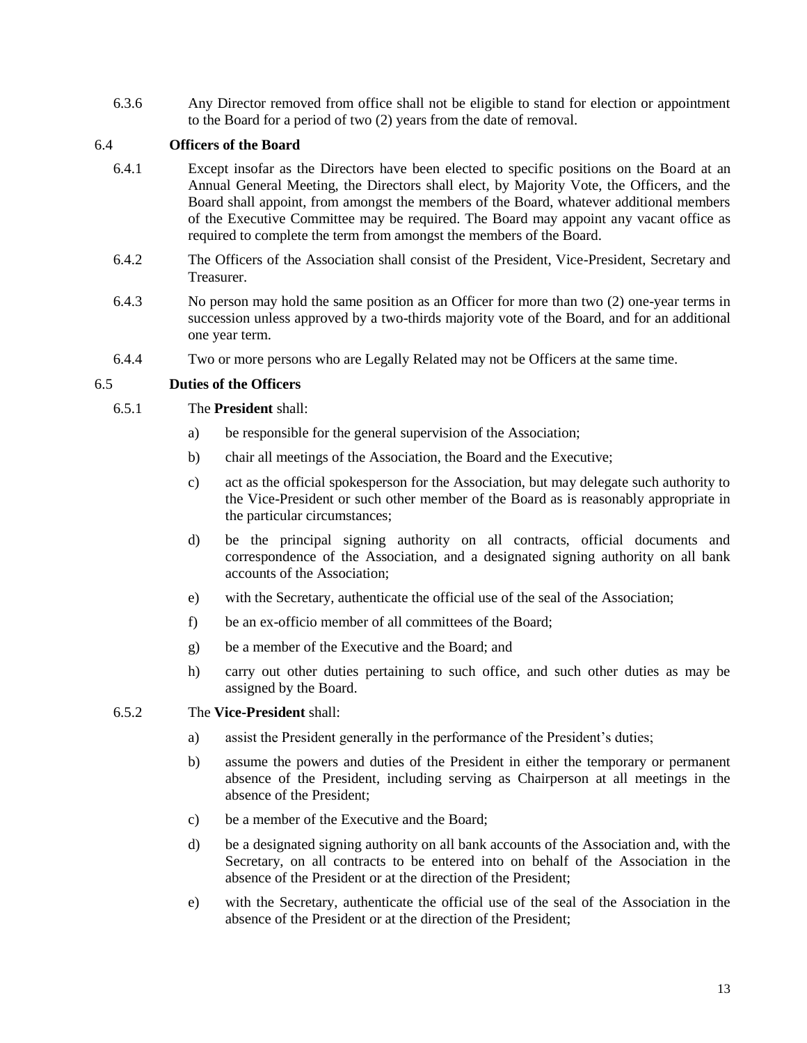6.3.6 Any Director removed from office shall not be eligible to stand for election or appointment to the Board for a period of two (2) years from the date of removal.

### 6.4 Officers of the Board

6.4.1 Except insofar as the Directors have been elected to specific positions on the Board at an Annual General Meeting, the Directors shall elect, by Majority Vote, the Officers, and the Board shall appoint, from amongst the members of the Board, whatever additional members of the Executive Committee may be required. The Board may appoint any vacant office as required to complete the term from amongst the members of the Board.

6.4.2 The Officers of the Association shall consist of the President, Vice-President, Secretary and Treasurer.

6.4.3 No person may hold the same position as an Officer for more than two (2) one-year terms in succession unless approved by a two-thirds majority vote of the Board, and for an additional one year term.

6.4.4 Two or more persons who are Legally Related may not be Officers at the same time.

### 6.5 Duties of the Officers

6.5.1 The **President** shall:

a) be responsible for the general supervision of the Association;

b) chair all meetings of the Association, the Board and the Executive;

c) act as the official spokesperson for the Association, but may delegate such authority to the Vice-President or such other member of the Board as is reasonably appropriate in the particular circumstances;

d) be the principal signing authority on all contracts, official documents and correspondence of the Association, and a designated signing authority on all bank accounts of the Association;

e) with the Secretary, authenticate the official use of the seal of the Association;

f) be an ex-officio member of all committees of the Board;

g) be a member of the Executive and the Board; and

h) carry out other duties pertaining to such office, and such other duties as may be assigned by the Board.

6.5.2 The **Vice-President** shall:

a) assist the President generally in the performance of the President's duties;

b) assume the powers and duties of the President in either the temporary or permanent absence of the President, including serving as Chairperson at all meetings in the absence of the President;

c) be a member of the Executive and the Board;

d) be a designated signing authority on all bank accounts of the Association and, with the Secretary, on all contracts to be entered into on behalf of the Association in the absence of the President or at the direction of the President;

e) with the Secretary, authenticate the official use of the seal of the Association in the absence of the President or at the direction of the President;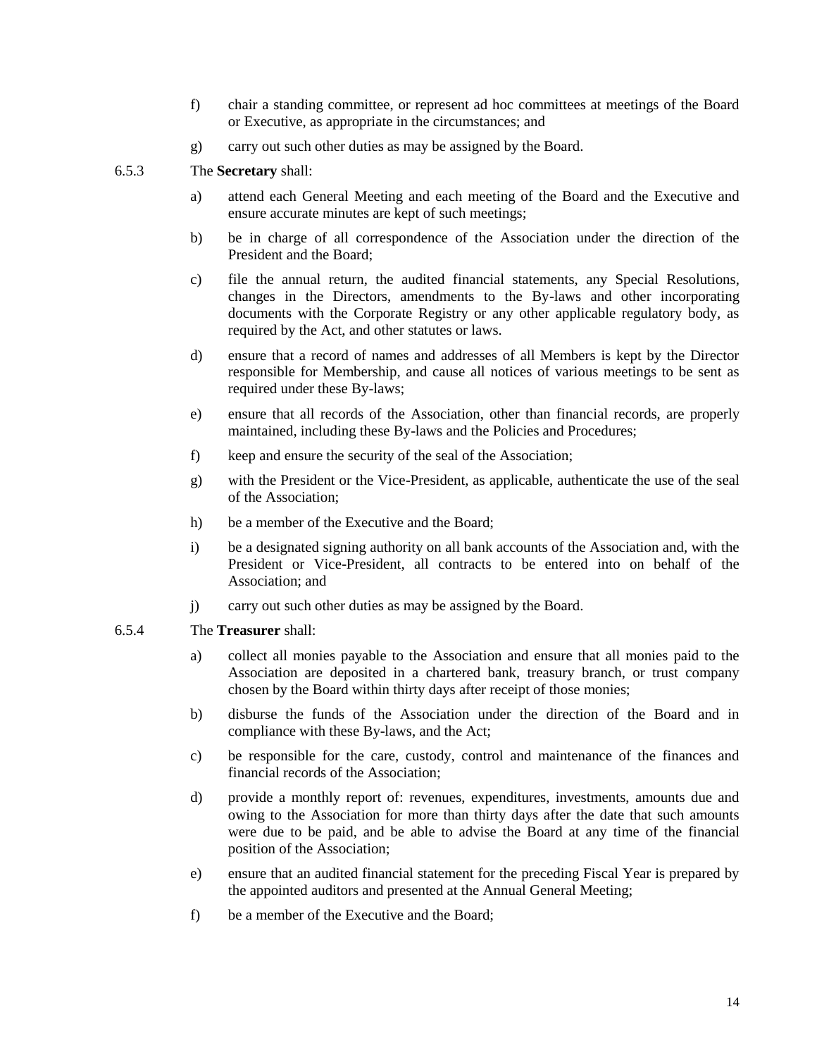f) chair a standing committee, or represent ad hoc committees at meetings of the Board or Executive, as appropriate in the circumstances; and

g) carry out such other duties as may be assigned by the Board.

6.5.3 The **Secretary** shall:

a) attend each General Meeting and each meeting of the Board and the Executive and ensure accurate minutes are kept of such meetings;

b) be in charge of all correspondence of the Association under the direction of the President and the Board;

c) file the annual return, the audited financial statements, any Special Resolutions, changes in the Directors, amendments to the By-laws and other incorporating documents with the Corporate Registry or any other applicable regulatory body, as required by the Act, and other statutes or laws.

d) ensure that a record of names and addresses of all Members is kept by the Director responsible for Membership, and cause all notices of various meetings to be sent as required under these By-laws;

e) ensure that all records of the Association, other than financial records, are properly maintained, including these By-laws and the Policies and Procedures;

f) keep and ensure the security of the seal of the Association;

g) with the President or the Vice-President, as applicable, authenticate the use of the seal of the Association;

h) be a member of the Executive and the Board;

i) be a designated signing authority on all bank accounts of the Association and, with the President or Vice-President, all contracts to be entered into on behalf of the Association; and

j) carry out such other duties as may be assigned by the Board.

6.5.4 The **Treasurer** shall:

a) collect all monies payable to the Association and ensure that all monies paid to the Association are deposited in a chartered bank, treasury branch, or trust company chosen by the Board within thirty days after receipt of those monies;

b) disburse the funds of the Association under the direction of the Board and in compliance with these By-laws, and the Act;

c) be responsible for the care, custody, control and maintenance of the finances and financial records of the Association;

d) provide a monthly report of: revenues, expenditures, investments, amounts due and owing to the Association for more than thirty days after the date that such amounts were due to be paid, and be able to advise the Board at any time of the financial position of the Association;

e) ensure that an audited financial statement for the preceding Fiscal Year is prepared by the appointed auditors and presented at the Annual General Meeting;

f) be a member of the Executive and the Board;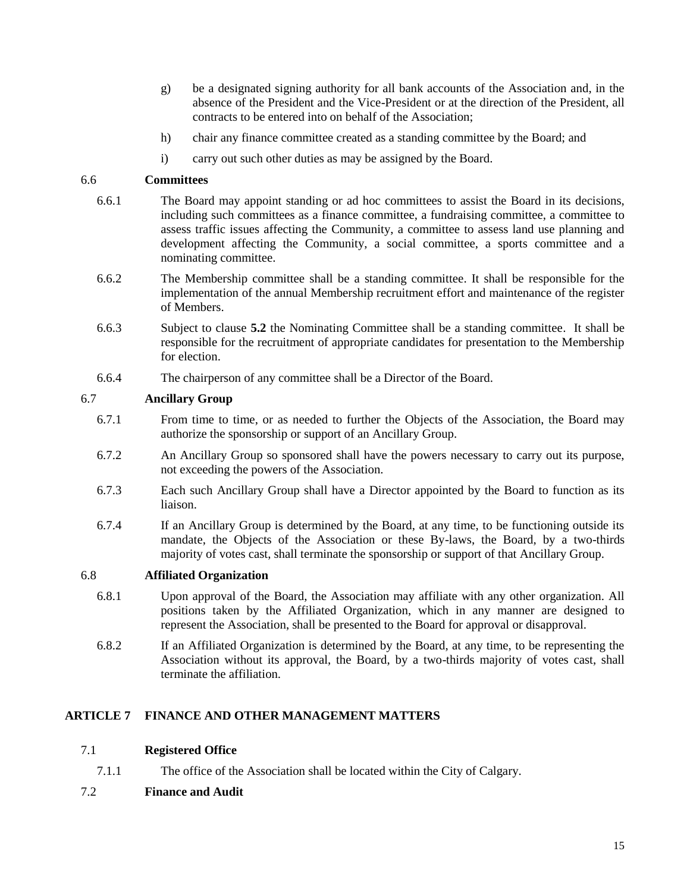g) be a designated signing authority for all bank accounts of the Association and, in the absence of the President and the Vice-President or at the direction of the President, all contracts to be entered into on behalf of the Association;

h) chair any finance committee created as a standing committee by the Board; and

i) carry out such other duties as may be assigned by the Board.

### 6.6 Committees

6.6.1 The Board may appoint standing or ad hoc committees to assist the Board in its decisions, including such committees as a finance committee, a fundraising committee, a committee to assess traffic issues affecting the Community, a committee to assess land use planning and development affecting the Community, a social committee, a sports committee and a nominating committee.

6.6.2 The Membership committee shall be a standing committee. It shall be responsible for the implementation of the annual Membership recruitment effort and maintenance of the register of Members.

6.6.3 Subject to clause **5.2** the Nominating Committee shall be a standing committee. It shall be responsible for the recruitment of appropriate candidates for presentation to the Membership for election.

6.6.4 The chairperson of any committee shall be a Director of the Board.

### 6.7 Ancillary Group

6.7.1 From time to time, or as needed to further the Objects of the Association, the Board may authorize the sponsorship or support of an Ancillary Group.

6.7.2 An Ancillary Group so sponsored shall have the powers necessary to carry out its purpose, not exceeding the powers of the Association.

6.7.3 Each such Ancillary Group shall have a Director appointed by the Board to function as its liaison.

6.7.4 If an Ancillary Group is determined by the Board, at any time, to be functioning outside its mandate, the Objects of the Association or these By-laws, the Board, by a two-thirds majority of votes cast, shall terminate the sponsorship or support of that Ancillary Group.

### 6.8 Affiliated Organization

6.8.1 Upon approval of the Board, the Association may affiliate with any other organization. All positions taken by the Affiliated Organization, which in any manner are designed to represent the Association, shall be presented to the Board for approval or disapproval.

6.8.2 If an Affiliated Organization is determined by the Board, at any time, to be representing the Association without its approval, the Board, by a two-thirds majority of votes cast, shall terminate the affiliation.

## ARTICLE 7 FINANCE AND OTHER MANAGEMENT MATTERS

### 7.1 Registered Office

7.1.1 The office of the Association shall be located within the City of Calgary.

### 7.2 Finance and Audit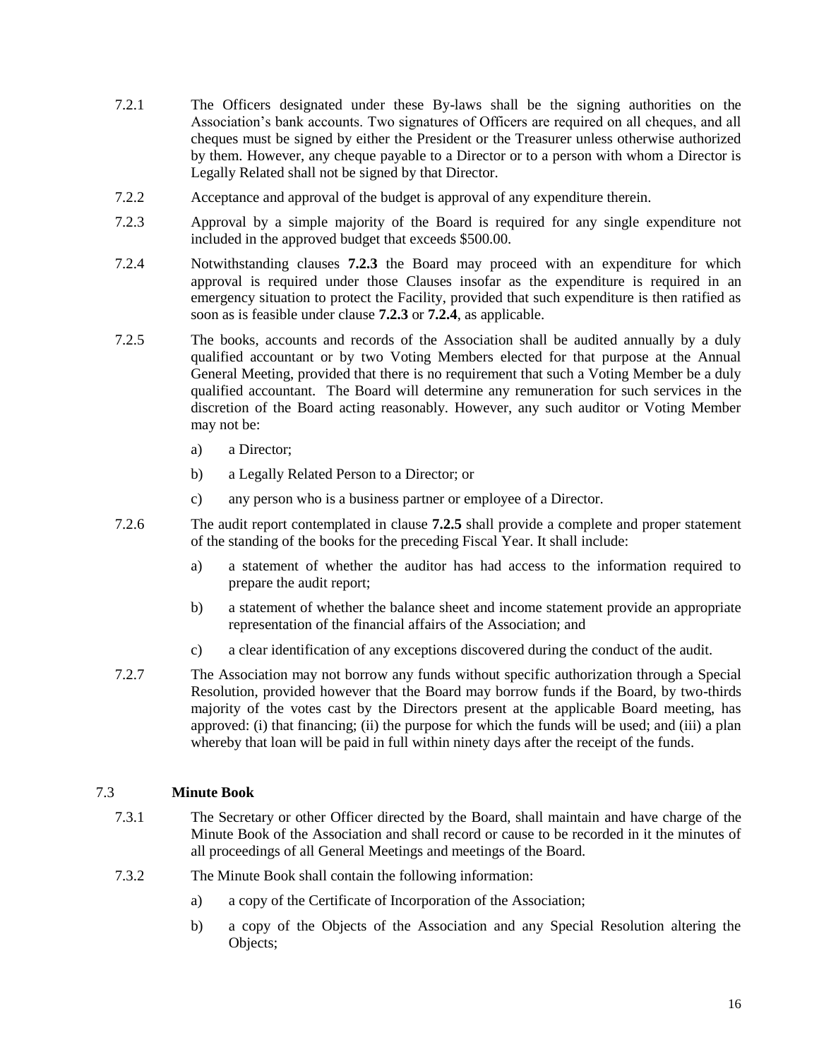7.2.1 The Officers designated under these By-laws shall be the signing authorities on the Association's bank accounts. Two signatures of Officers are required on all cheques, and all cheques must be signed by either the President or the Treasurer unless otherwise authorized by them. However, any cheque payable to a Director or to a person with whom a Director is Legally Related shall not be signed by that Director.

7.2.2 Acceptance and approval of the budget is approval of any expenditure therein.

7.2.3 Approval by a simple majority of the Board is required for any single expenditure not included in the approved budget that exceeds $500.00.

7.2.4 Notwithstanding clauses **7.2.3** the Board may proceed with an expenditure for which approval is required under those Clauses insofar as the expenditure is required in an emergency situation to protect the Facility, provided that such expenditure is then ratified as soon as is feasible under clause **7.2.3** or **7.2.4**, as applicable.

7.2.5 The books, accounts and records of the Association shall be audited annually by a duly qualified accountant or by two Voting Members elected for that purpose at the Annual General Meeting, provided that there is no requirement that such a Voting Member be a duly qualified accountant. The Board will determine any remuneration for such services in the discretion of the Board acting reasonably. However, any such auditor or Voting Member may not be:

a) a Director;

b) a Legally Related Person to a Director; or

c) any person who is a business partner or employee of a Director.

7.2.6 The audit report contemplated in clause **7.2.5** shall provide a complete and proper statement of the standing of the books for the preceding Fiscal Year. It shall include:

a) a statement of whether the auditor has had access to the information required to prepare the audit report;

b) a statement of whether the balance sheet and income statement provide an appropriate representation of the financial affairs of the Association; and

c) a clear identification of any exceptions discovered during the conduct of the audit.

7.2.7 The Association may not borrow any funds without specific authorization through a Special Resolution, provided however that the Board may borrow funds if the Board, by two-thirds majority of the votes cast by the Directors present at the applicable Board meeting, has approved: (i) that financing; (ii) the purpose for which the funds will be used; and (iii) a plan whereby that loan will be paid in full within ninety days after the receipt of the funds.

### 7.3 Minute Book

7.3.1 The Secretary or other Officer directed by the Board, shall maintain and have charge of the Minute Book of the Association and shall record or cause to be recorded in it the minutes of all proceedings of all General Meetings and meetings of the Board.

7.3.2 The Minute Book shall contain the following information:

a) a copy of the Certificate of Incorporation of the Association;

b) a copy of the Objects of the Association and any Special Resolution altering the Objects;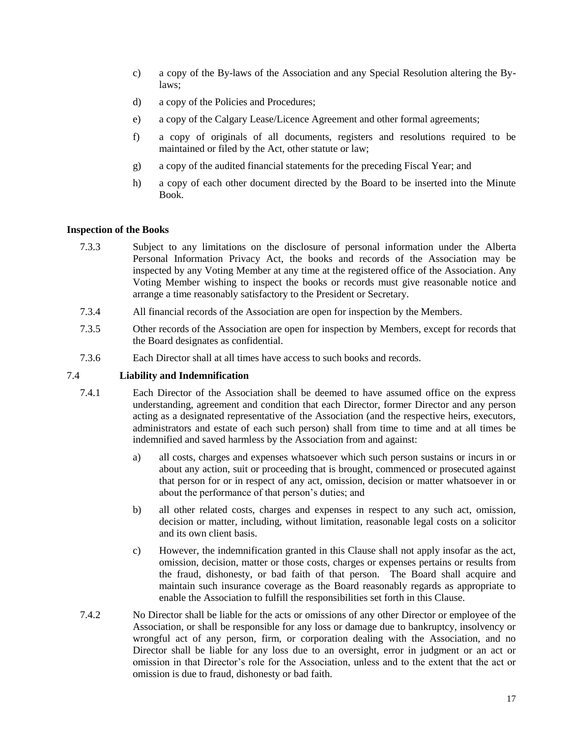c) a copy of the By-laws of the Association and any Special Resolution altering the By-laws;

d) a copy of the Policies and Procedures;

e) a copy of the Calgary Lease/Licence Agreement and other formal agreements;

f) a copy of originals of all documents, registers and resolutions required to be maintained or filed by the Act, other statute or law;

g) a copy of the audited financial statements for the preceding Fiscal Year; and

h) a copy of each other document directed by the Board to be inserted into the Minute Book.

**Inspection of the Books**

7.3.3 Subject to any limitations on the disclosure of personal information under the Alberta Personal Information Privacy Act, the books and records of the Association may be inspected by any Voting Member at any time at the registered office of the Association. Any Voting Member wishing to inspect the books or records must give reasonable notice and arrange a time reasonably satisfactory to the President or Secretary.

7.3.4 All financial records of the Association are open for inspection by the Members.

7.3.5 Other records of the Association are open for inspection by Members, except for records that the Board designates as confidential.

7.3.6 Each Director shall at all times have access to such books and records.

**7.4 Liability and Indemnification**

7.4.1 Each Director of the Association shall be deemed to have assumed office on the express understanding, agreement and condition that each Director, former Director and any person acting as a designated representative of the Association (and the respective heirs, executors, administrators and estate of each such person) shall from time to time and at all times be indemnified and saved harmless by the Association from and against:

a) all costs, charges and expenses whatsoever which such person sustains or incurs in or about any action, suit or proceeding that is brought, commenced or prosecuted against that person for or in respect of any act, omission, decision or matter whatsoever in or about the performance of that person's duties; and

b) all other related costs, charges and expenses in respect to any such act, omission, decision or matter, including, without limitation, reasonable legal costs on a solicitor and its own client basis.

c) However, the indemnification granted in this Clause shall not apply insofar as the act, omission, decision, matter or those costs, charges or expenses pertains or results from the fraud, dishonesty, or bad faith of that person. The Board shall acquire and maintain such insurance coverage as the Board reasonably regards as appropriate to enable the Association to fulfill the responsibilities set forth in this Clause.

7.4.2 No Director shall be liable for the acts or omissions of any other Director or employee of the Association, or shall be responsible for any loss or damage due to bankruptcy, insolvency or wrongful act of any person, firm, or corporation dealing with the Association, and no Director shall be liable for any loss due to an oversight, error in judgment or an act or omission in that Director's role for the Association, unless and to the extent that the act or omission is due to fraud, dishonesty or bad faith.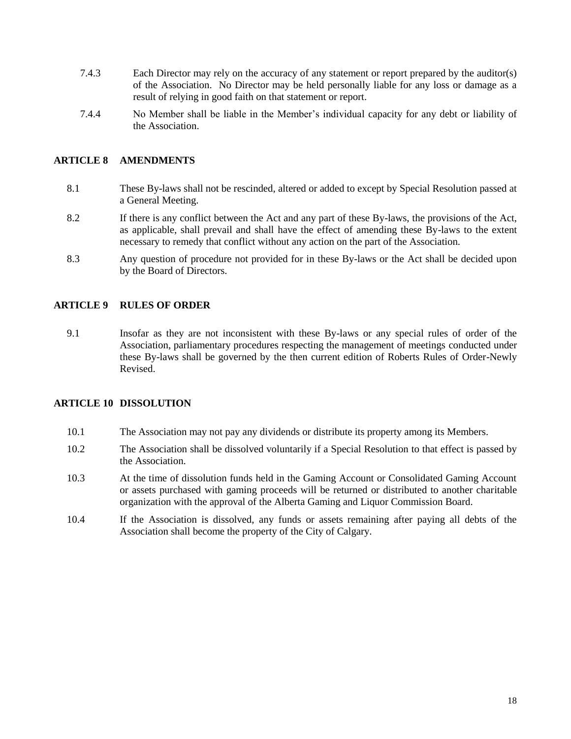7.4.3 Each Director may rely on the accuracy of any statement or report prepared by the auditor(s) of the Association. No Director may be held personally liable for any loss or damage as a result of relying in good faith on that statement or report.

7.4.4 No Member shall be liable in the Member's individual capacity for any debt or liability of the Association.

## ARTICLE 8 AMENDMENTS

8.1 These By-laws shall not be rescinded, altered or added to except by Special Resolution passed at a General Meeting.

8.2 If there is any conflict between the Act and any part of these By-laws, the provisions of the Act, as applicable, shall prevail and shall have the effect of amending these By-laws to the extent necessary to remedy that conflict without any action on the part of the Association.

8.3 Any question of procedure not provided for in these By-laws or the Act shall be decided upon by the Board of Directors.

## ARTICLE 9 RULES OF ORDER

9.1 Insofar as they are not inconsistent with these By-laws or any special rules of order of the Association, parliamentary procedures respecting the management of meetings conducted under these By-laws shall be governed by the then current edition of Roberts Rules of Order-Newly Revised.

## ARTICLE 10 DISSOLUTION

10.1 The Association may not pay any dividends or distribute its property among its Members.

10.2 The Association shall be dissolved voluntarily if a Special Resolution to that effect is passed by the Association.

10.3 At the time of dissolution funds held in the Gaming Account or Consolidated Gaming Account or assets purchased with gaming proceeds will be returned or distributed to another charitable organization with the approval of the Alberta Gaming and Liquor Commission Board.

10.4 If the Association is dissolved, any funds or assets remaining after paying all debts of the Association shall become the property of the City of Calgary.